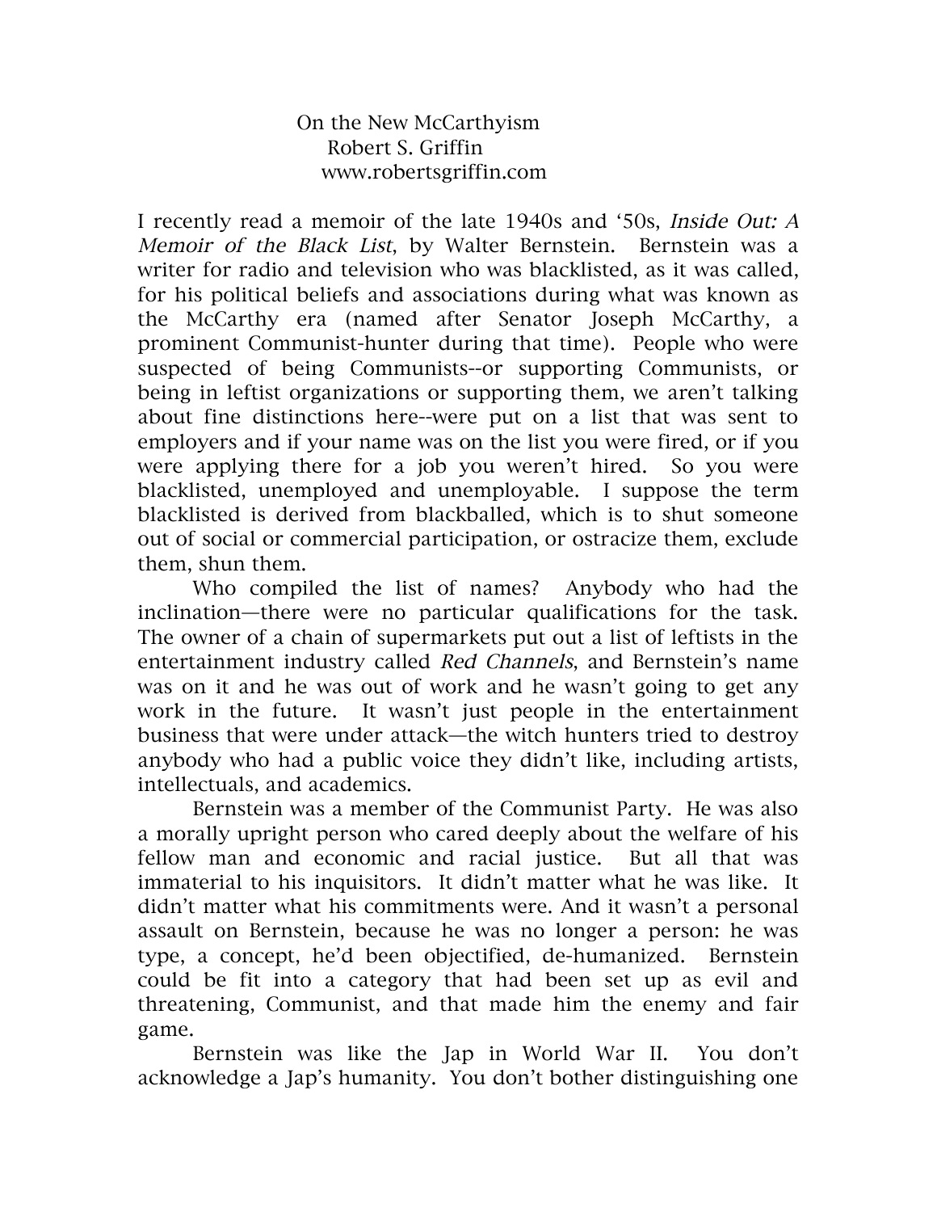On the New McCarthyism
Robert S. Griffin
www.robertsgriffin.com

I recently read a memoir of the late 1940s and '50s, *Inside Out: A Memoir of the Black List*, by Walter Bernstein. Bernstein was a writer for radio and television who was blacklisted, as it was called, for his political beliefs and associations during what was known as the McCarthy era (named after Senator Joseph McCarthy, a prominent Communist-hunter during that time). People who were suspected of being Communists--or supporting Communists, or being in leftist organizations or supporting them, we aren't talking about fine distinctions here--were put on a list that was sent to employers and if your name was on the list you were fired, or if you were applying there for a job you weren't hired. So you were blacklisted, unemployed and unemployable. I suppose the term blacklisted is derived from blackballed, which is to shut someone out of social or commercial participation, or ostracize them, exclude them, shun them.

Who compiled the list of names? Anybody who had the inclination—there were no particular qualifications for the task. The owner of a chain of supermarkets put out a list of leftists in the entertainment industry called *Red Channels*, and Bernstein's name was on it and he was out of work and he wasn't going to get any work in the future. It wasn't just people in the entertainment business that were under attack—the witch hunters tried to destroy anybody who had a public voice they didn't like, including artists, intellectuals, and academics.

Bernstein was a member of the Communist Party. He was also a morally upright person who cared deeply about the welfare of his fellow man and economic and racial justice. But all that was immaterial to his inquisitors. It didn't matter what he was like. It didn't matter what his commitments were. And it wasn't a personal assault on Bernstein, because he was no longer a person: he was type, a concept, he'd been objectified, de-humanized. Bernstein could be fit into a category that had been set up as evil and threatening, Communist, and that made him the enemy and fair game.

Bernstein was like the Jap in World War II. You don't acknowledge a Jap's humanity. You don't bother distinguishing one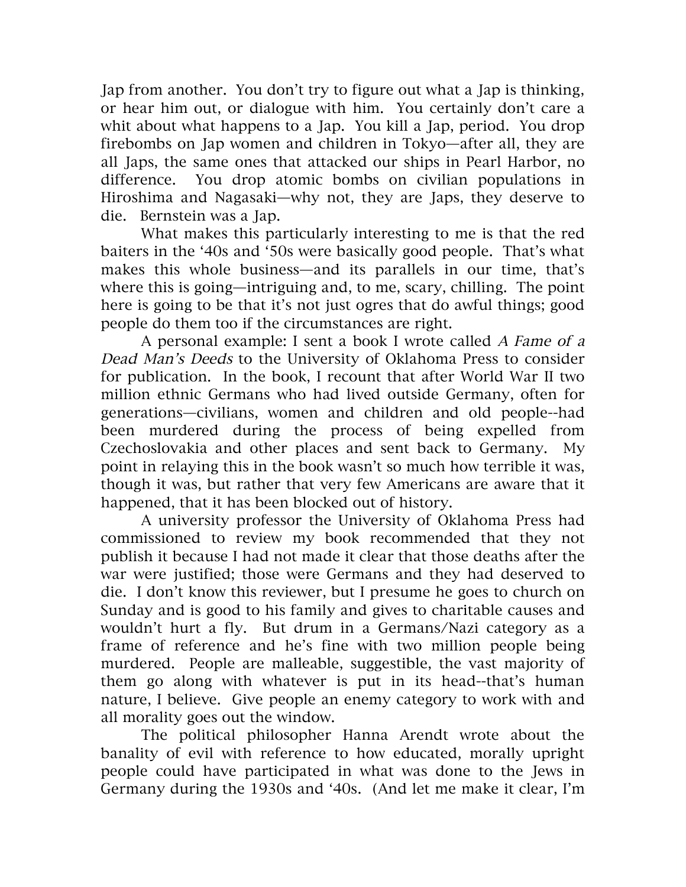Jap from another. You don't try to figure out what a Jap is thinking, or hear him out, or dialogue with him. You certainly don't care a whit about what happens to a Jap. You kill a Jap, period. You drop firebombs on Jap women and children in Tokyo—after all, they are all Japs, the same ones that attacked our ships in Pearl Harbor, no difference. You drop atomic bombs on civilian populations in Hiroshima and Nagasaki—why not, they are Japs, they deserve to die. Bernstein was a Jap.

What makes this particularly interesting to me is that the red baiters in the '40s and '50s were basically good people. That's what makes this whole business—and its parallels in our time, that's where this is going—intriguing and, to me, scary, chilling. The point here is going to be that it's not just ogres that do awful things; good people do them too if the circumstances are right.

A personal example: I sent a book I wrote called *A Fame of a Dead Man's Deeds* to the University of Oklahoma Press to consider for publication. In the book, I recount that after World War II two million ethnic Germans who had lived outside Germany, often for generations—civilians, women and children and old people--had been murdered during the process of being expelled from Czechoslovakia and other places and sent back to Germany. My point in relaying this in the book wasn't so much how terrible it was, though it was, but rather that very few Americans are aware that it happened, that it has been blocked out of history.

A university professor the University of Oklahoma Press had commissioned to review my book recommended that they not publish it because I had not made it clear that those deaths after the war were justified; those were Germans and they had deserved to die. I don't know this reviewer, but I presume he goes to church on Sunday and is good to his family and gives to charitable causes and wouldn't hurt a fly. But drum in a Germans/Nazi category as a frame of reference and he's fine with two million people being murdered. People are malleable, suggestible, the vast majority of them go along with whatever is put in its head--that's human nature, I believe. Give people an enemy category to work with and all morality goes out the window.

The political philosopher Hanna Arendt wrote about the banality of evil with reference to how educated, morally upright people could have participated in what was done to the Jews in Germany during the 1930s and '40s. (And let me make it clear, I'm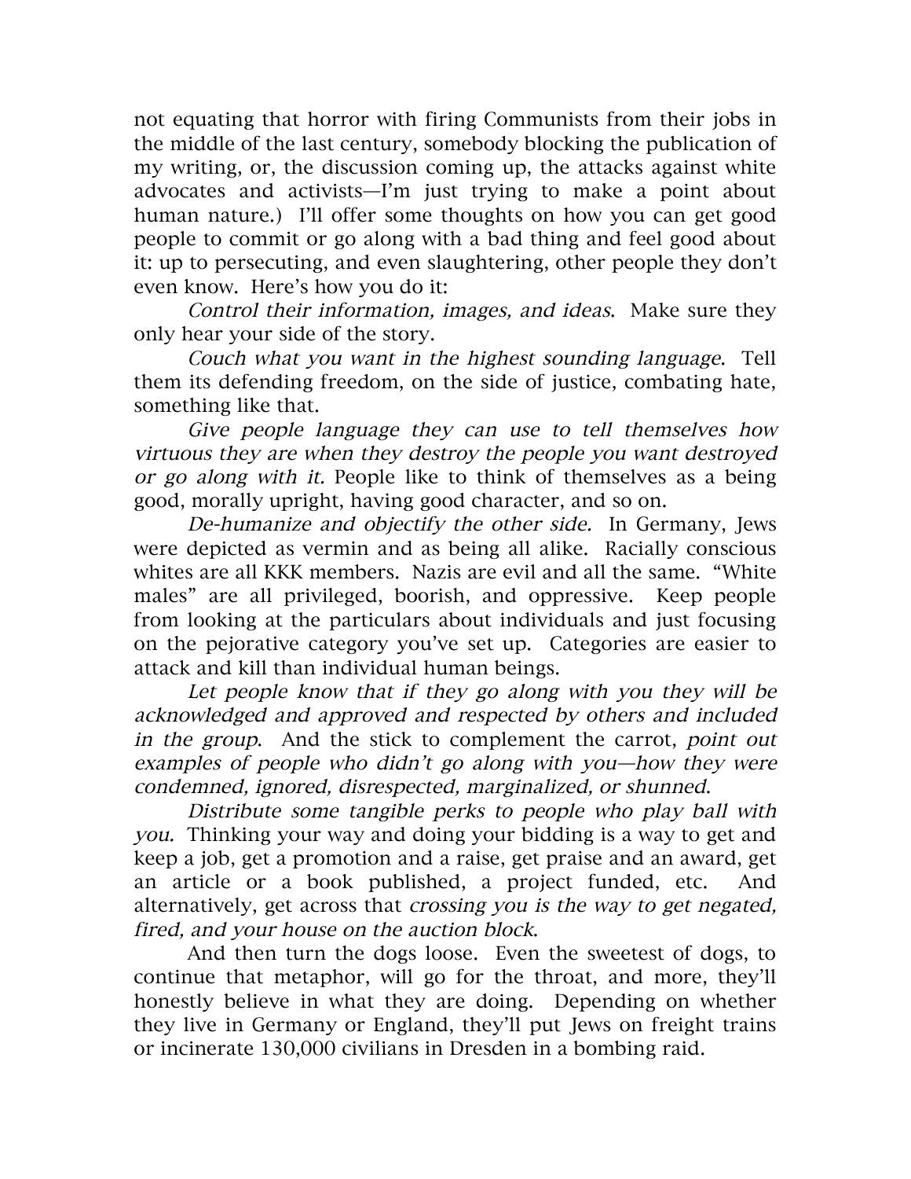not equating that horror with firing Communists from their jobs in the middle of the last century, somebody blocking the publication of my writing, or, the discussion coming up, the attacks against white advocates and activists—I'm just trying to make a point about human nature.) I'll offer some thoughts on how you can get good people to commit or go along with a bad thing and feel good about it: up to persecuting, and even slaughtering, other people they don't even know. Here's how you do it:

*Control their information, images, and ideas.* Make sure they only hear your side of the story.

*Couch what you want in the highest sounding language.* Tell them its defending freedom, on the side of justice, combating hate, something like that.

*Give people language they can use to tell themselves how virtuous they are when they destroy the people you want destroyed or go along with it.* People like to think of themselves as a being good, morally upright, having good character, and so on.

*De-humanize and objectify the other side.* In Germany, Jews were depicted as vermin and as being all alike. Racially conscious whites are all KKK members. Nazis are evil and all the same. "White males" are all privileged, boorish, and oppressive. Keep people from looking at the particulars about individuals and just focusing on the pejorative category you've set up. Categories are easier to attack and kill than individual human beings.

*Let people know that if they go along with you they will be acknowledged and approved and respected by others and included in the group.* And the stick to complement the carrot, *point out examples of people who didn't go along with you—how they were condemned, ignored, disrespected, marginalized, or shunned.*

*Distribute some tangible perks to people who play ball with you.* Thinking your way and doing your bidding is a way to get and keep a job, get a promotion and a raise, get praise and an award, get an article or a book published, a project funded, etc. And alternatively, get across that *crossing you is the way to get negated, fired, and your house on the auction block.*

And then turn the dogs loose. Even the sweetest of dogs, to continue that metaphor, will go for the throat, and more, they'll honestly believe in what they are doing. Depending on whether they live in Germany or England, they'll put Jews on freight trains or incinerate 130,000 civilians in Dresden in a bombing raid.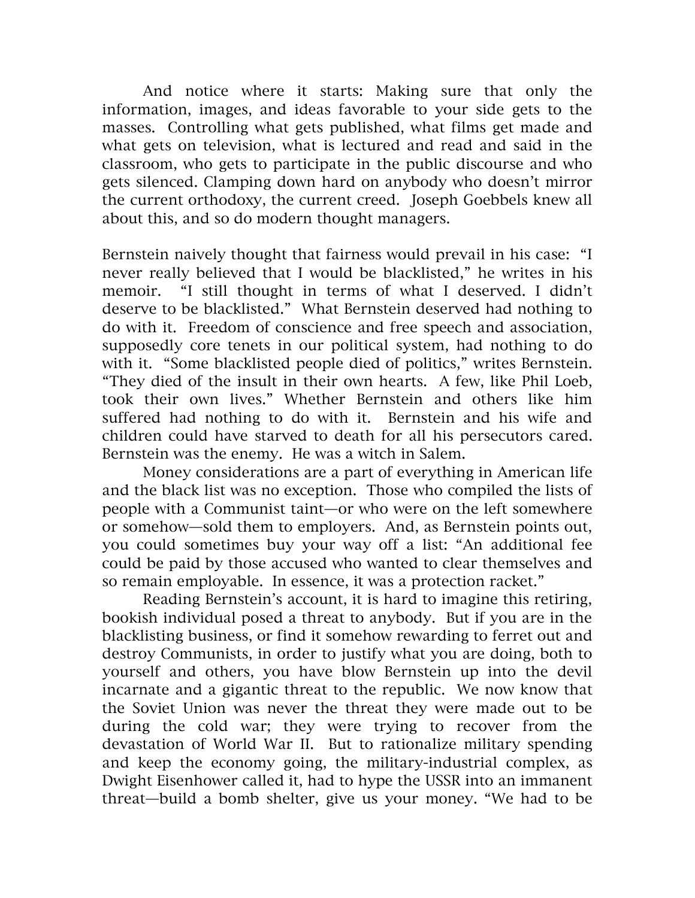And notice where it starts: Making sure that only the information, images, and ideas favorable to your side gets to the masses. Controlling what gets published, what films get made and what gets on television, what is lectured and read and said in the classroom, who gets to participate in the public discourse and who gets silenced. Clamping down hard on anybody who doesn't mirror the current orthodoxy, the current creed. Joseph Goebbels knew all about this, and so do modern thought managers.

Bernstein naively thought that fairness would prevail in his case: "I never really believed that I would be blacklisted," he writes in his memoir. "I still thought in terms of what I deserved. I didn't deserve to be blacklisted." What Bernstein deserved had nothing to do with it. Freedom of conscience and free speech and association, supposedly core tenets in our political system, had nothing to do with it. "Some blacklisted people died of politics," writes Bernstein. "They died of the insult in their own hearts. A few, like Phil Loeb, took their own lives." Whether Bernstein and others like him suffered had nothing to do with it. Bernstein and his wife and children could have starved to death for all his persecutors cared. Bernstein was the enemy. He was a witch in Salem.

Money considerations are a part of everything in American life and the black list was no exception. Those who compiled the lists of people with a Communist taint—or who were on the left somewhere or somehow—sold them to employers. And, as Bernstein points out, you could sometimes buy your way off a list: "An additional fee could be paid by those accused who wanted to clear themselves and so remain employable. In essence, it was a protection racket."

Reading Bernstein's account, it is hard to imagine this retiring, bookish individual posed a threat to anybody. But if you are in the blacklisting business, or find it somehow rewarding to ferret out and destroy Communists, in order to justify what you are doing, both to yourself and others, you have blow Bernstein up into the devil incarnate and a gigantic threat to the republic. We now know that the Soviet Union was never the threat they were made out to be during the cold war; they were trying to recover from the devastation of World War II. But to rationalize military spending and keep the economy going, the military-industrial complex, as Dwight Eisenhower called it, had to hype the USSR into an immanent threat—build a bomb shelter, give us your money. "We had to be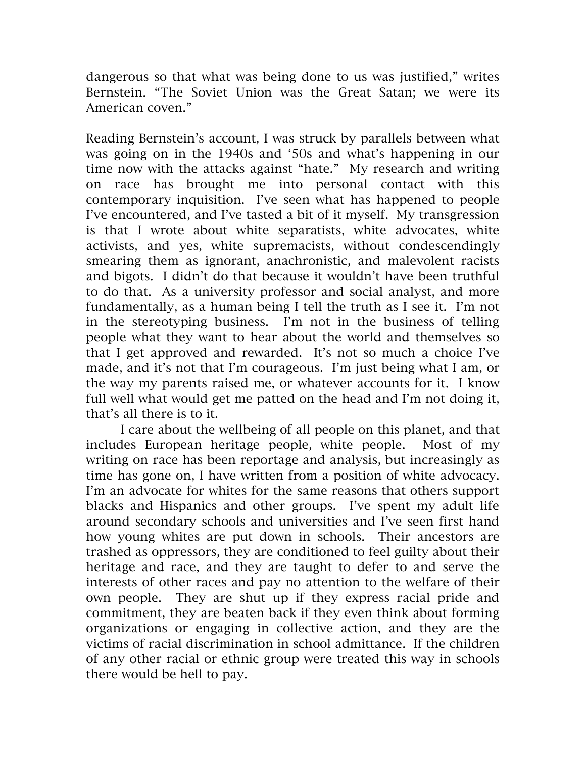dangerous so that what was being done to us was justified," writes Bernstein. "The Soviet Union was the Great Satan; we were its American coven."

Reading Bernstein's account, I was struck by parallels between what was going on in the 1940s and '50s and what's happening in our time now with the attacks against "hate." My research and writing on race has brought me into personal contact with this contemporary inquisition. I've seen what has happened to people I've encountered, and I've tasted a bit of it myself. My transgression is that I wrote about white separatists, white advocates, white activists, and yes, white supremacists, without condescendingly smearing them as ignorant, anachronistic, and malevolent racists and bigots. I didn't do that because it wouldn't have been truthful to do that. As a university professor and social analyst, and more fundamentally, as a human being I tell the truth as I see it. I'm not in the stereotyping business. I'm not in the business of telling people what they want to hear about the world and themselves so that I get approved and rewarded. It's not so much a choice I've made, and it's not that I'm courageous. I'm just being what I am, or the way my parents raised me, or whatever accounts for it. I know full well what would get me patted on the head and I'm not doing it, that's all there is to it.

I care about the wellbeing of all people on this planet, and that includes European heritage people, white people. Most of my writing on race has been reportage and analysis, but increasingly as time has gone on, I have written from a position of white advocacy. I'm an advocate for whites for the same reasons that others support blacks and Hispanics and other groups. I've spent my adult life around secondary schools and universities and I've seen first hand how young whites are put down in schools. Their ancestors are trashed as oppressors, they are conditioned to feel guilty about their heritage and race, and they are taught to defer to and serve the interests of other races and pay no attention to the welfare of their own people. They are shut up if they express racial pride and commitment, they are beaten back if they even think about forming organizations or engaging in collective action, and they are the victims of racial discrimination in school admittance. If the children of any other racial or ethnic group were treated this way in schools there would be hell to pay.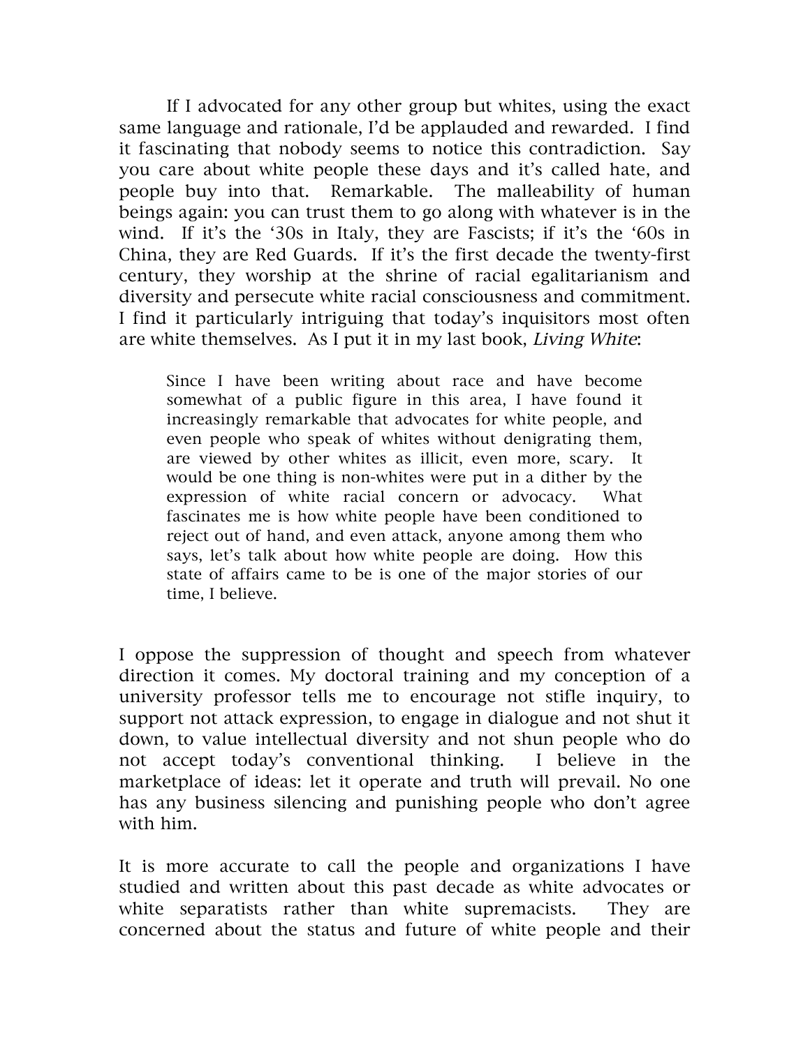If I advocated for any other group but whites, using the exact same language and rationale, I'd be applauded and rewarded. I find it fascinating that nobody seems to notice this contradiction. Say you care about white people these days and it's called hate, and people buy into that. Remarkable. The malleability of human beings again: you can trust them to go along with whatever is in the wind. If it's the '30s in Italy, they are Fascists; if it's the '60s in China, they are Red Guards. If it's the first decade the twenty-first century, they worship at the shrine of racial egalitarianism and diversity and persecute white racial consciousness and commitment. I find it particularly intriguing that today's inquisitors most often are white themselves. As I put it in my last book, *Living White*:

> Since I have been writing about race and have become somewhat of a public figure in this area, I have found it increasingly remarkable that advocates for white people, and even people who speak of whites without denigrating them, are viewed by other whites as illicit, even more, scary. It would be one thing is non-whites were put in a dither by the expression of white racial concern or advocacy. What fascinates me is how white people have been conditioned to reject out of hand, and even attack, anyone among them who says, let's talk about how white people are doing. How this state of affairs came to be is one of the major stories of our time, I believe.

I oppose the suppression of thought and speech from whatever direction it comes. My doctoral training and my conception of a university professor tells me to encourage not stifle inquiry, to support not attack expression, to engage in dialogue and not shut it down, to value intellectual diversity and not shun people who do not accept today's conventional thinking. I believe in the marketplace of ideas: let it operate and truth will prevail. No one has any business silencing and punishing people who don't agree with him.

It is more accurate to call the people and organizations I have studied and written about this past decade as white advocates or white separatists rather than white supremacists. They are concerned about the status and future of white people and their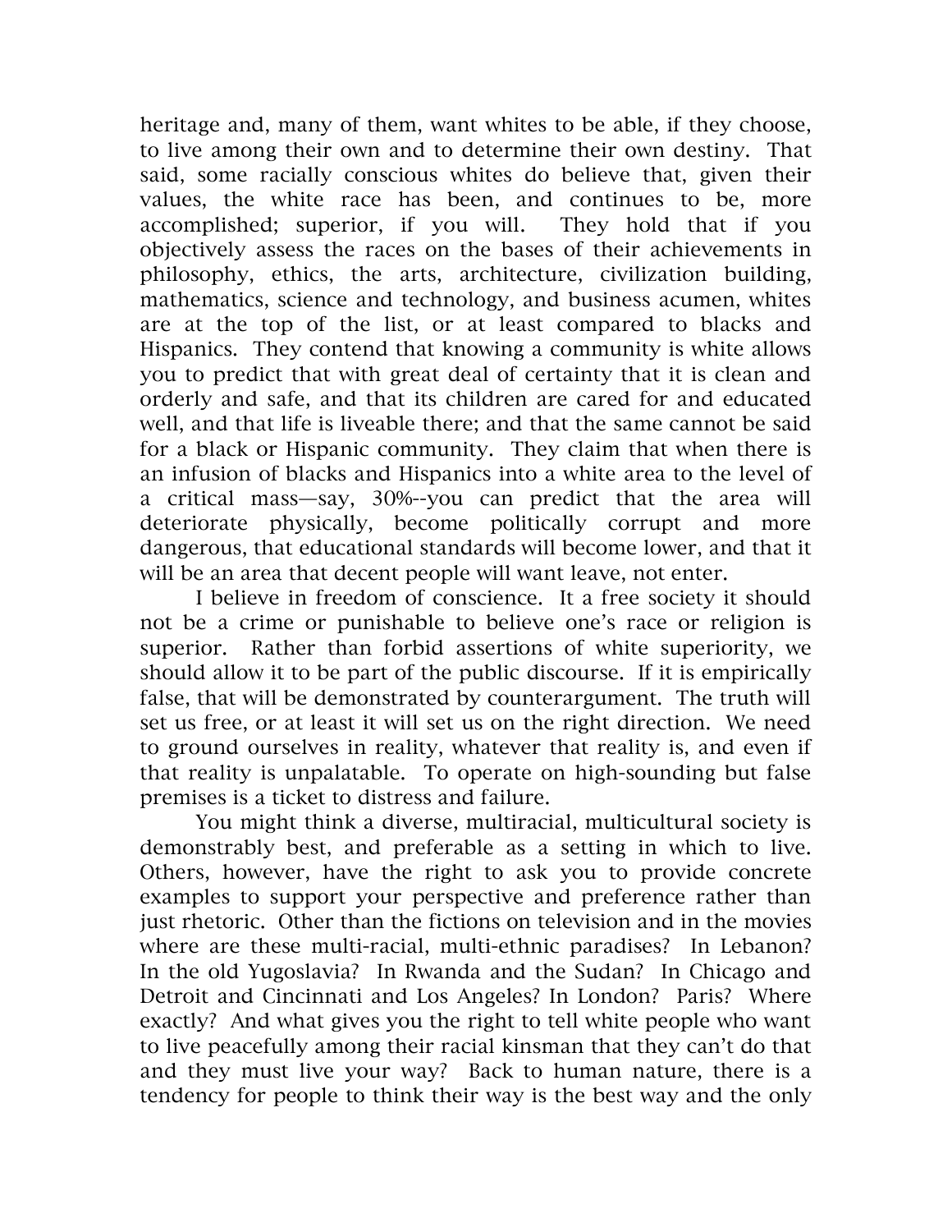heritage and, many of them, want whites to be able, if they choose, to live among their own and to determine their own destiny. That said, some racially conscious whites do believe that, given their values, the white race has been, and continues to be, more accomplished; superior, if you will. They hold that if you objectively assess the races on the bases of their achievements in philosophy, ethics, the arts, architecture, civilization building, mathematics, science and technology, and business acumen, whites are at the top of the list, or at least compared to blacks and Hispanics. They contend that knowing a community is white allows you to predict that with great deal of certainty that it is clean and orderly and safe, and that its children are cared for and educated well, and that life is liveable there; and that the same cannot be said for a black or Hispanic community. They claim that when there is an infusion of blacks and Hispanics into a white area to the level of a critical mass—say, 30%--you can predict that the area will deteriorate physically, become politically corrupt and more dangerous, that educational standards will become lower, and that it will be an area that decent people will want leave, not enter.

I believe in freedom of conscience. It a free society it should not be a crime or punishable to believe one's race or religion is superior. Rather than forbid assertions of white superiority, we should allow it to be part of the public discourse. If it is empirically false, that will be demonstrated by counterargument. The truth will set us free, or at least it will set us on the right direction. We need to ground ourselves in reality, whatever that reality is, and even if that reality is unpalatable. To operate on high-sounding but false premises is a ticket to distress and failure.

You might think a diverse, multiracial, multicultural society is demonstrably best, and preferable as a setting in which to live. Others, however, have the right to ask you to provide concrete examples to support your perspective and preference rather than just rhetoric. Other than the fictions on television and in the movies where are these multi-racial, multi-ethnic paradises? In Lebanon? In the old Yugoslavia? In Rwanda and the Sudan? In Chicago and Detroit and Cincinnati and Los Angeles? In London? Paris? Where exactly? And what gives you the right to tell white people who want to live peacefully among their racial kinsman that they can't do that and they must live your way? Back to human nature, there is a tendency for people to think their way is the best way and the only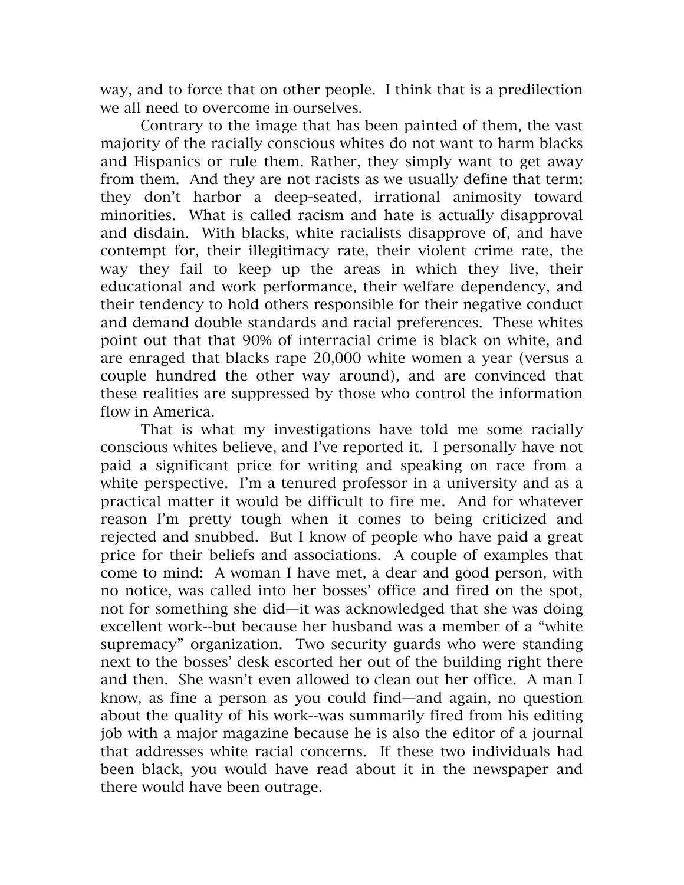way, and to force that on other people. I think that is a predilection we all need to overcome in ourselves.

Contrary to the image that has been painted of them, the vast majority of the racially conscious whites do not want to harm blacks and Hispanics or rule them. Rather, they simply want to get away from them. And they are not racists as we usually define that term: they don't harbor a deep-seated, irrational animosity toward minorities. What is called racism and hate is actually disapproval and disdain. With blacks, white racialists disapprove of, and have contempt for, their illegitimacy rate, their violent crime rate, the way they fail to keep up the areas in which they live, their educational and work performance, their welfare dependency, and their tendency to hold others responsible for their negative conduct and demand double standards and racial preferences. These whites point out that that 90% of interracial crime is black on white, and are enraged that blacks rape 20,000 white women a year (versus a couple hundred the other way around), and are convinced that these realities are suppressed by those who control the information flow in America.

That is what my investigations have told me some racially conscious whites believe, and I've reported it. I personally have not paid a significant price for writing and speaking on race from a white perspective. I'm a tenured professor in a university and as a practical matter it would be difficult to fire me. And for whatever reason I'm pretty tough when it comes to being criticized and rejected and snubbed. But I know of people who have paid a great price for their beliefs and associations. A couple of examples that come to mind: A woman I have met, a dear and good person, with no notice, was called into her bosses' office and fired on the spot, not for something she did—it was acknowledged that she was doing excellent work--but because her husband was a member of a "white supremacy" organization. Two security guards who were standing next to the bosses' desk escorted her out of the building right there and then. She wasn't even allowed to clean out her office. A man I know, as fine a person as you could find—and again, no question about the quality of his work--was summarily fired from his editing job with a major magazine because he is also the editor of a journal that addresses white racial concerns. If these two individuals had been black, you would have read about it in the newspaper and there would have been outrage.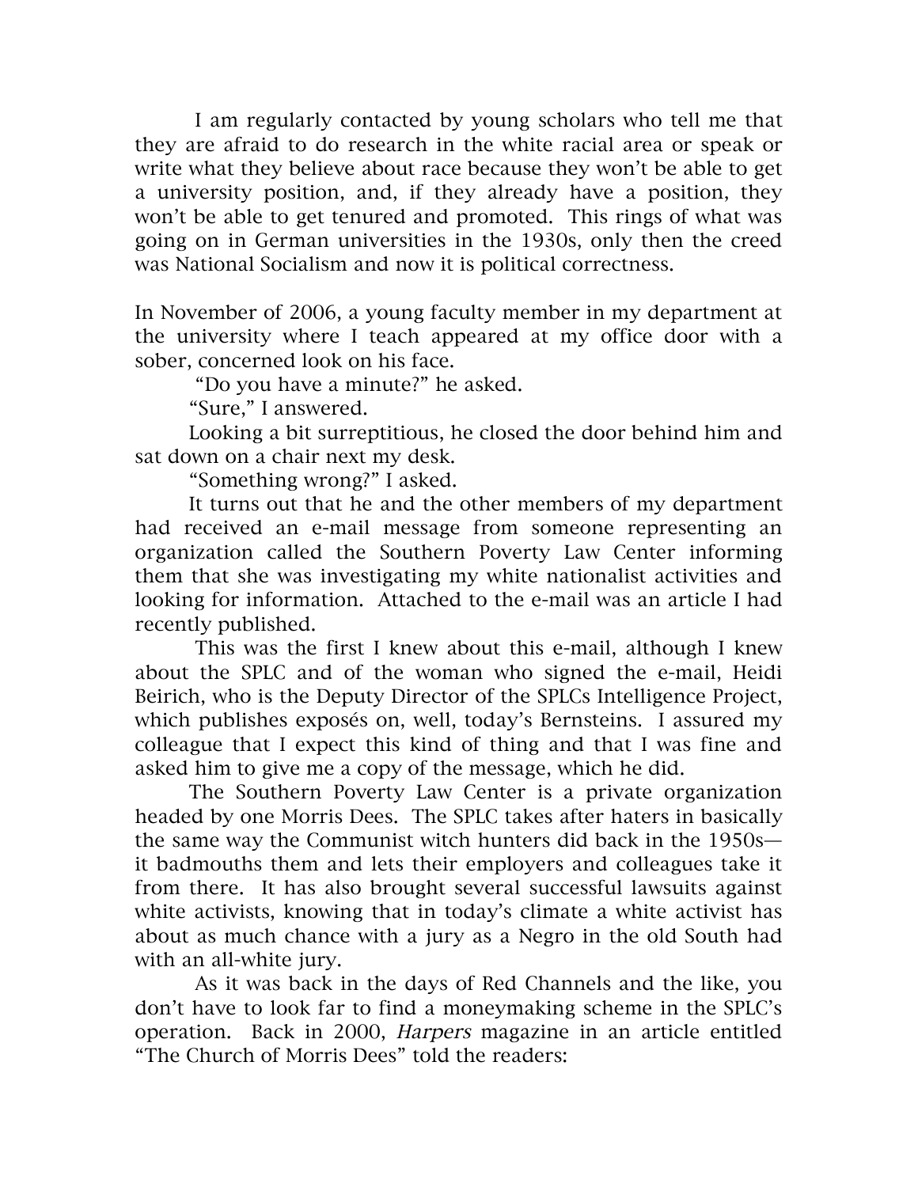I am regularly contacted by young scholars who tell me that they are afraid to do research in the white racial area or speak or write what they believe about race because they won't be able to get a university position, and, if they already have a position, they won't be able to get tenured and promoted. This rings of what was going on in German universities in the 1930s, only then the creed was National Socialism and now it is political correctness.

In November of 2006, a young faculty member in my department at the university where I teach appeared at my office door with a sober, concerned look on his face.

"Do you have a minute?" he asked.

"Sure," I answered.

Looking a bit surreptitious, he closed the door behind him and sat down on a chair next my desk.

"Something wrong?" I asked.

It turns out that he and the other members of my department had received an e-mail message from someone representing an organization called the Southern Poverty Law Center informing them that she was investigating my white nationalist activities and looking for information. Attached to the e-mail was an article I had recently published.

This was the first I knew about this e-mail, although I knew about the SPLC and of the woman who signed the e-mail, Heidi Beirich, who is the Deputy Director of the SPLCs Intelligence Project, which publishes exposés on, well, today's Bernsteins. I assured my colleague that I expect this kind of thing and that I was fine and asked him to give me a copy of the message, which he did.

The Southern Poverty Law Center is a private organization headed by one Morris Dees. The SPLC takes after haters in basically the same way the Communist witch hunters did back in the 1950s—it badmouths them and lets their employers and colleagues take it from there. It has also brought several successful lawsuits against white activists, knowing that in today's climate a white activist has about as much chance with a jury as a Negro in the old South had with an all-white jury.

As it was back in the days of Red Channels and the like, you don't have to look far to find a moneymaking scheme in the SPLC's operation. Back in 2000, *Harpers* magazine in an article entitled "The Church of Morris Dees" told the readers: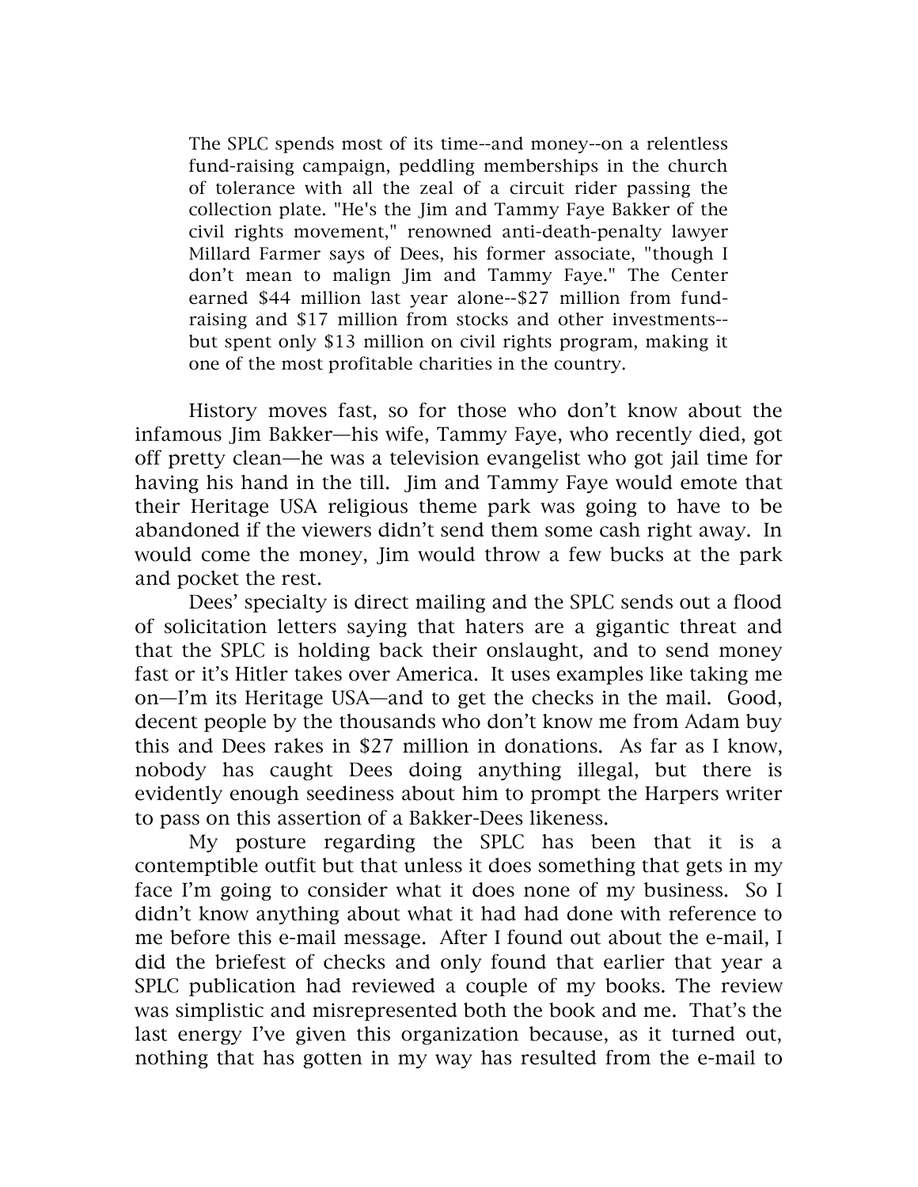> The SPLC spends most of its time--and money--on a relentless fund-raising campaign, peddling memberships in the church of tolerance with all the zeal of a circuit rider passing the collection plate. "He's the Jim and Tammy Faye Bakker of the civil rights movement," renowned anti-death-penalty lawyer Millard Farmer says of Dees, his former associate, "though I don't mean to malign Jim and Tammy Faye." The Center earned $44 million last year alone--$27 million from fund-raising and $17 million from stocks and other investments--but spent only $13 million on civil rights program, making it one of the most profitable charities in the country.

History moves fast, so for those who don't know about the infamous Jim Bakker—his wife, Tammy Faye, who recently died, got off pretty clean—he was a television evangelist who got jail time for having his hand in the till. Jim and Tammy Faye would emote that their Heritage USA religious theme park was going to have to be abandoned if the viewers didn't send them some cash right away. In would come the money, Jim would throw a few bucks at the park and pocket the rest.

Dees' specialty is direct mailing and the SPLC sends out a flood of solicitation letters saying that haters are a gigantic threat and that the SPLC is holding back their onslaught, and to send money fast or it's Hitler takes over America. It uses examples like taking me on—I'm its Heritage USA—and to get the checks in the mail. Good, decent people by the thousands who don't know me from Adam buy this and Dees rakes in $27 million in donations. As far as I know, nobody has caught Dees doing anything illegal, but there is evidently enough seediness about him to prompt the Harpers writer to pass on this assertion of a Bakker-Dees likeness.

My posture regarding the SPLC has been that it is a contemptible outfit but that unless it does something that gets in my face I'm going to consider what it does none of my business. So I didn't know anything about what it had had done with reference to me before this e-mail message. After I found out about the e-mail, I did the briefest of checks and only found that earlier that year a SPLC publication had reviewed a couple of my books. The review was simplistic and misrepresented both the book and me. That's the last energy I've given this organization because, as it turned out, nothing that has gotten in my way has resulted from the e-mail to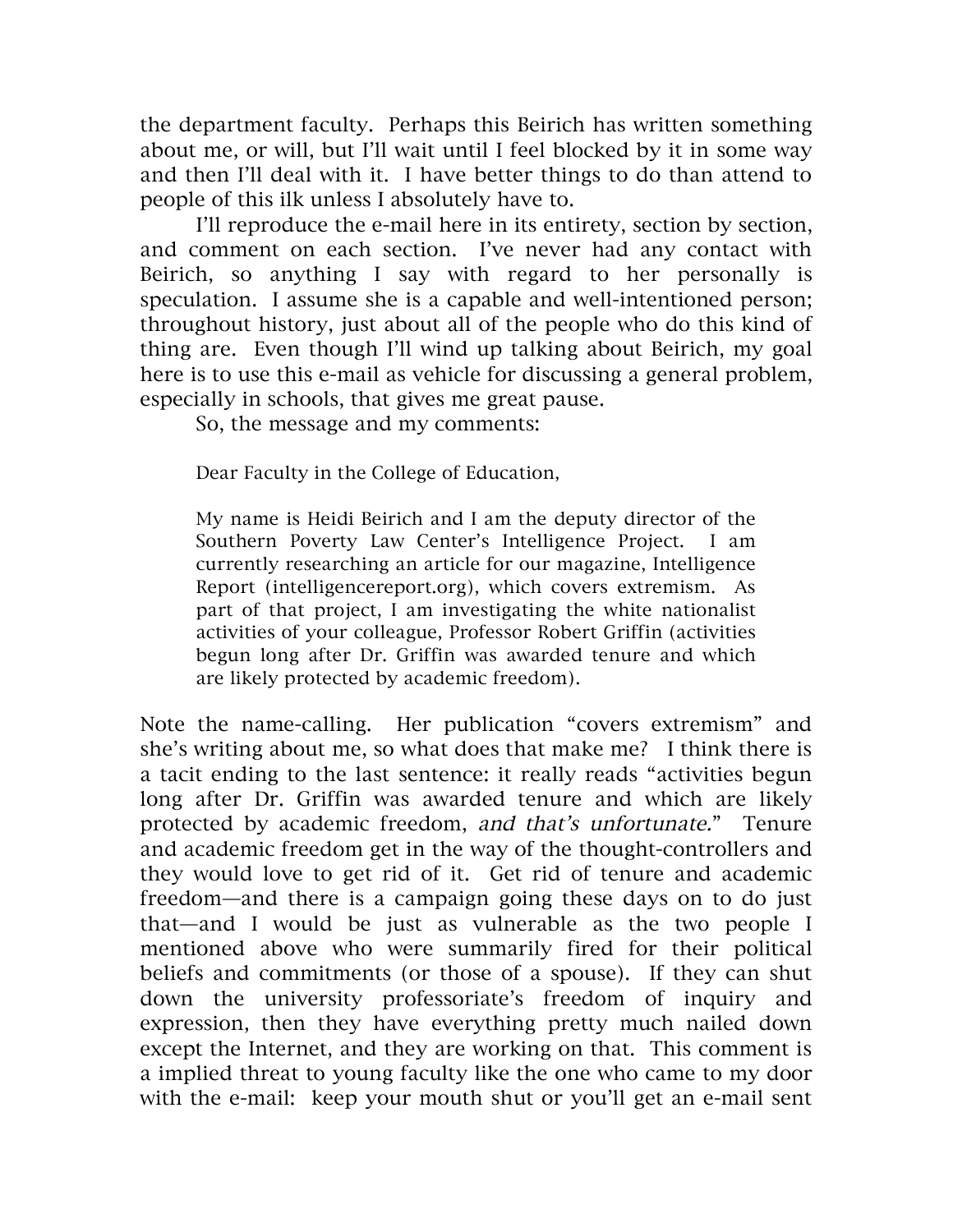the department faculty. Perhaps this Beirich has written something about me, or will, but I'll wait until I feel blocked by it in some way and then I'll deal with it. I have better things to do than attend to people of this ilk unless I absolutely have to.

I'll reproduce the e-mail here in its entirety, section by section, and comment on each section. I've never had any contact with Beirich, so anything I say with regard to her personally is speculation. I assume she is a capable and well-intentioned person; throughout history, just about all of the people who do this kind of thing are. Even though I'll wind up talking about Beirich, my goal here is to use this e-mail as vehicle for discussing a general problem, especially in schools, that gives me great pause.

So, the message and my comments:

> Dear Faculty in the College of Education,
>
> My name is Heidi Beirich and I am the deputy director of the Southern Poverty Law Center's Intelligence Project. I am currently researching an article for our magazine, Intelligence Report (intelligencereport.org), which covers extremism. As part of that project, I am investigating the white nationalist activities of your colleague, Professor Robert Griffin (activities begun long after Dr. Griffin was awarded tenure and which are likely protected by academic freedom).

Note the name-calling. Her publication "covers extremism" and she's writing about me, so what does that make me? I think there is a tacit ending to the last sentence: it really reads "activities begun long after Dr. Griffin was awarded tenure and which are likely protected by academic freedom, *and that's unfortunate.*" Tenure and academic freedom get in the way of the thought-controllers and they would love to get rid of it. Get rid of tenure and academic freedom—and there is a campaign going these days on to do just that—and I would be just as vulnerable as the two people I mentioned above who were summarily fired for their political beliefs and commitments (or those of a spouse). If they can shut down the university professoriate's freedom of inquiry and expression, then they have everything pretty much nailed down except the Internet, and they are working on that. This comment is a implied threat to young faculty like the one who came to my door with the e-mail: keep your mouth shut or you'll get an e-mail sent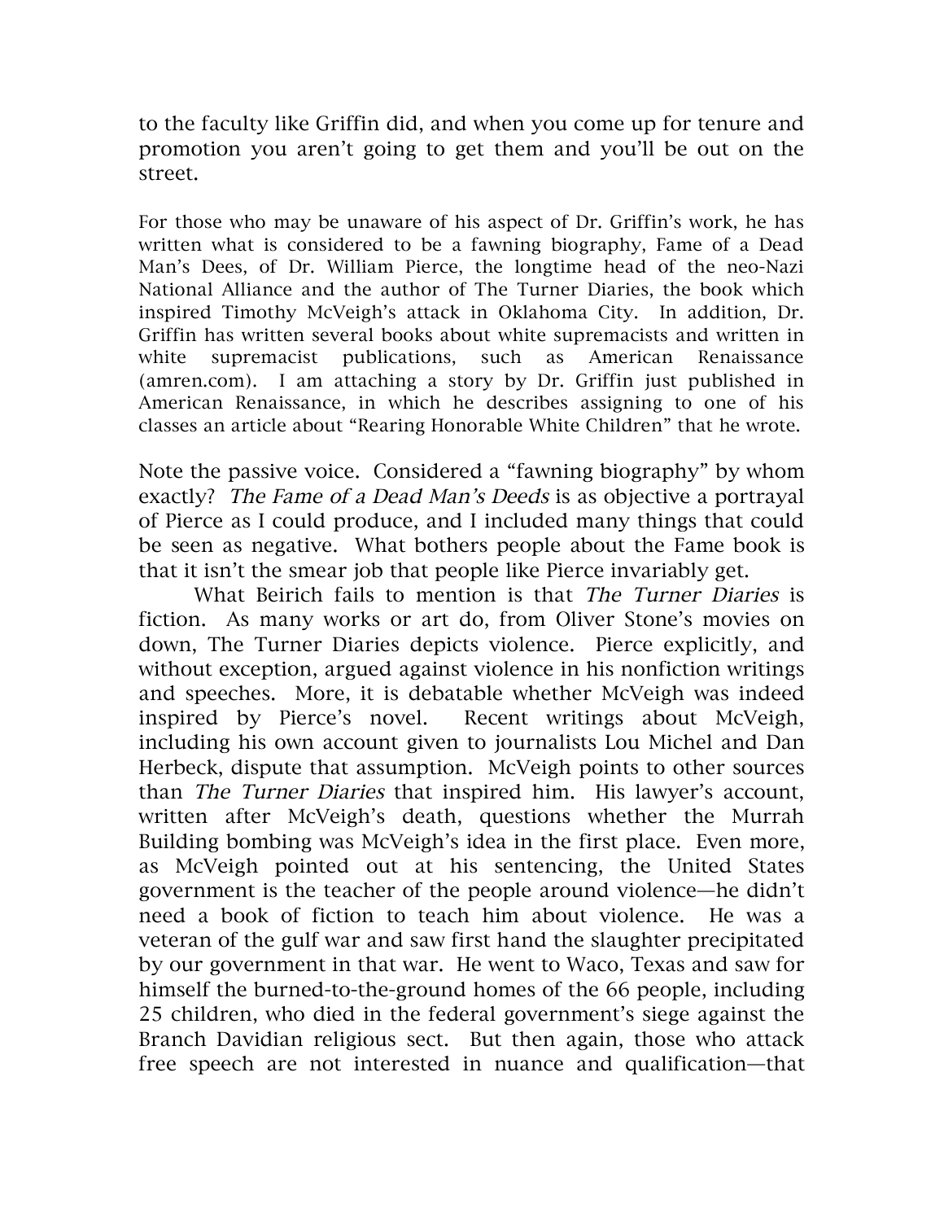to the faculty like Griffin did, and when you come up for tenure and promotion you aren't going to get them and you'll be out on the street.

For those who may be unaware of his aspect of Dr. Griffin's work, he has written what is considered to be a fawning biography, Fame of a Dead Man's Dees, of Dr. William Pierce, the longtime head of the neo-Nazi National Alliance and the author of The Turner Diaries, the book which inspired Timothy McVeigh's attack in Oklahoma City. In addition, Dr. Griffin has written several books about white supremacists and written in white supremacist publications, such as American Renaissance (amren.com). I am attaching a story by Dr. Griffin just published in American Renaissance, in which he describes assigning to one of his classes an article about "Rearing Honorable White Children" that he wrote.

Note the passive voice. Considered a "fawning biography" by whom exactly? *The Fame of a Dead Man's Deeds* is as objective a portrayal of Pierce as I could produce, and I included many things that could be seen as negative. What bothers people about the Fame book is that it isn't the smear job that people like Pierce invariably get.

What Beirich fails to mention is that *The Turner Diaries* is fiction. As many works or art do, from Oliver Stone's movies on down, The Turner Diaries depicts violence. Pierce explicitly, and without exception, argued against violence in his nonfiction writings and speeches. More, it is debatable whether McVeigh was indeed inspired by Pierce's novel. Recent writings about McVeigh, including his own account given to journalists Lou Michel and Dan Herbeck, dispute that assumption. McVeigh points to other sources than *The Turner Diaries* that inspired him. His lawyer's account, written after McVeigh's death, questions whether the Murrah Building bombing was McVeigh's idea in the first place. Even more, as McVeigh pointed out at his sentencing, the United States government is the teacher of the people around violence—he didn't need a book of fiction to teach him about violence. He was a veteran of the gulf war and saw first hand the slaughter precipitated by our government in that war. He went to Waco, Texas and saw for himself the burned-to-the-ground homes of the 66 people, including 25 children, who died in the federal government's siege against the Branch Davidian religious sect. But then again, those who attack free speech are not interested in nuance and qualification—that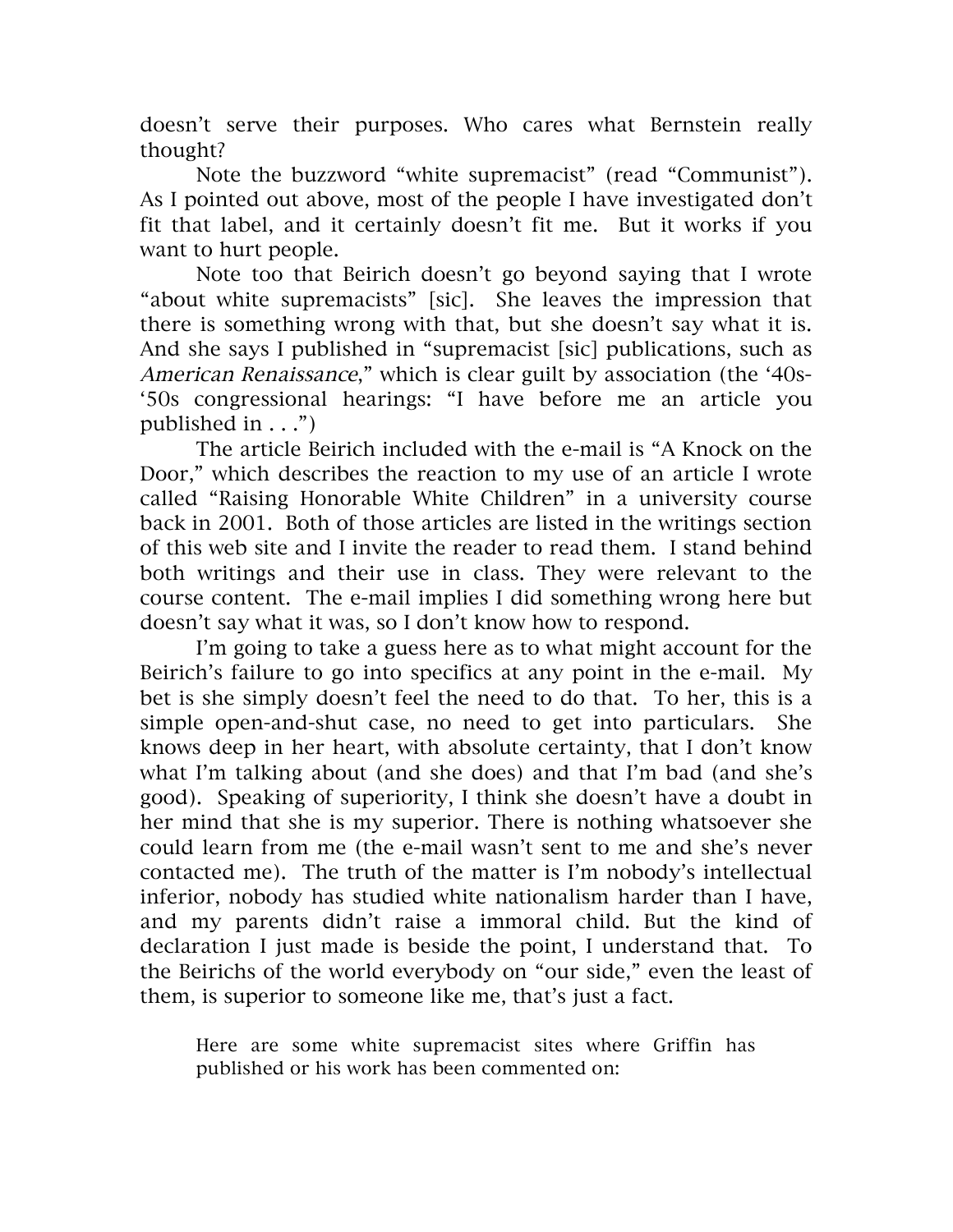doesn't serve their purposes. Who cares what Bernstein really thought?

Note the buzzword "white supremacist" (read "Communist"). As I pointed out above, most of the people I have investigated don't fit that label, and it certainly doesn't fit me. But it works if you want to hurt people.

Note too that Beirich doesn't go beyond saying that I wrote "about white supremacists" [sic]. She leaves the impression that there is something wrong with that, but she doesn't say what it is. And she says I published in "supremacist [sic] publications, such as *American Renaissance*," which is clear guilt by association (the '40s-'50s congressional hearings: "I have before me an article you published in . . .")

The article Beirich included with the e-mail is "A Knock on the Door," which describes the reaction to my use of an article I wrote called "Raising Honorable White Children" in a university course back in 2001. Both of those articles are listed in the writings section of this web site and I invite the reader to read them. I stand behind both writings and their use in class. They were relevant to the course content. The e-mail implies I did something wrong here but doesn't say what it was, so I don't know how to respond.

I'm going to take a guess here as to what might account for the Beirich's failure to go into specifics at any point in the e-mail. My bet is she simply doesn't feel the need to do that. To her, this is a simple open-and-shut case, no need to get into particulars. She knows deep in her heart, with absolute certainty, that I don't know what I'm talking about (and she does) and that I'm bad (and she's good). Speaking of superiority, I think she doesn't have a doubt in her mind that she is my superior. There is nothing whatsoever she could learn from me (the e-mail wasn't sent to me and she's never contacted me). The truth of the matter is I'm nobody's intellectual inferior, nobody has studied white nationalism harder than I have, and my parents didn't raise a immoral child. But the kind of declaration I just made is beside the point, I understand that. To the Beirichs of the world everybody on "our side," even the least of them, is superior to someone like me, that's just a fact.

> Here are some white supremacist sites where Griffin has published or his work has been commented on: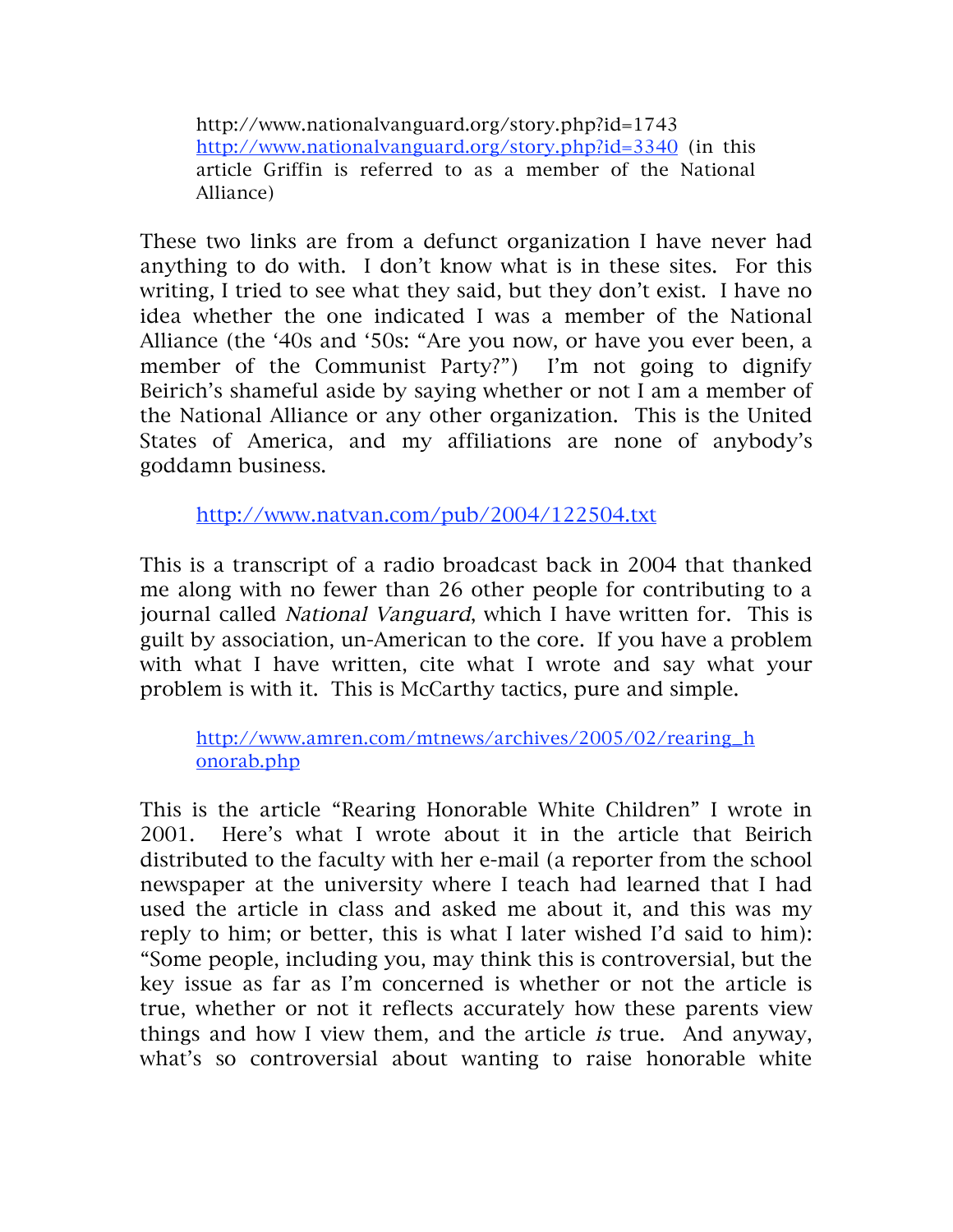http://www.nationalvanguard.org/story.php?id=1743
http://www.nationalvanguard.org/story.php?id=3340 (in this article Griffin is referred to as a member of the National Alliance)

These two links are from a defunct organization I have never had anything to do with. I don't know what is in these sites. For this writing, I tried to see what they said, but they don't exist. I have no idea whether the one indicated I was a member of the National Alliance (the '40s and '50s: "Are you now, or have you ever been, a member of the Communist Party?") I'm not going to dignify Beirich's shameful aside by saying whether or not I am a member of the National Alliance or any other organization. This is the United States of America, and my affiliations are none of anybody's goddamn business.

http://www.natvan.com/pub/2004/122504.txt

This is a transcript of a radio broadcast back in 2004 that thanked me along with no fewer than 26 other people for contributing to a journal called *National Vanguard*, which I have written for. This is guilt by association, un-American to the core. If you have a problem with what I have written, cite what I wrote and say what your problem is with it. This is McCarthy tactics, pure and simple.

http://www.amren.com/mtnews/archives/2005/02/rearing_honorab.php

This is the article "Rearing Honorable White Children" I wrote in 2001. Here's what I wrote about it in the article that Beirich distributed to the faculty with her e-mail (a reporter from the school newspaper at the university where I teach had learned that I had used the article in class and asked me about it, and this was my reply to him; or better, this is what I later wished I'd said to him): "Some people, including you, may think this is controversial, but the key issue as far as I'm concerned is whether or not the article is true, whether or not it reflects accurately how these parents view things and how I view them, and the article *is* true. And anyway, what's so controversial about wanting to raise honorable white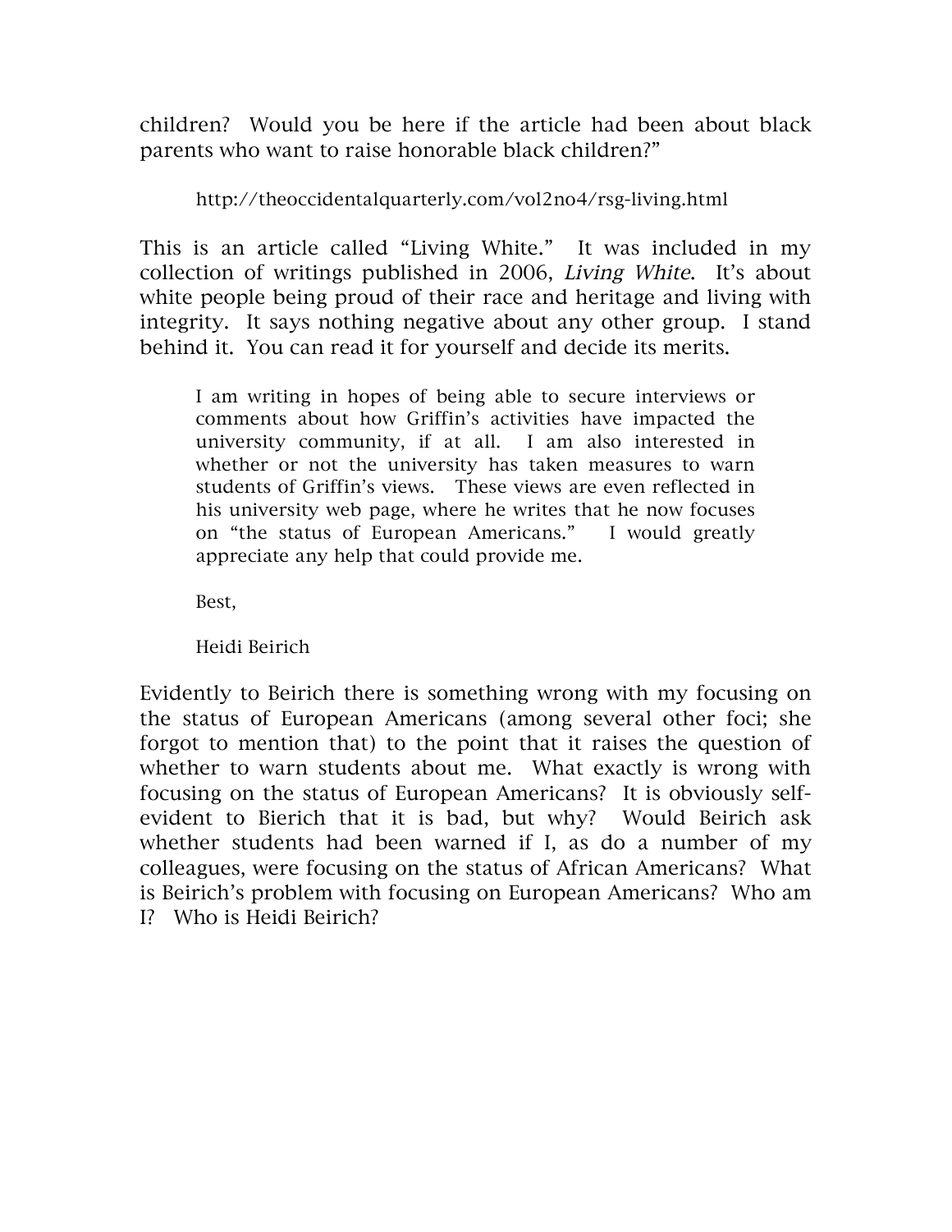children? Would you be here if the article had been about black parents who want to raise honorable black children?"

> http://theoccidentalquarterly.com/vol2no4/rsg-living.html

This is an article called "Living White." It was included in my collection of writings published in 2006, *Living White*. It's about white people being proud of their race and heritage and living with integrity. It says nothing negative about any other group. I stand behind it. You can read it for yourself and decide its merits.

> I am writing in hopes of being able to secure interviews or comments about how Griffin's activities have impacted the university community, if at all. I am also interested in whether or not the university has taken measures to warn students of Griffin's views. These views are even reflected in his university web page, where he writes that he now focuses on "the status of European Americans." I would greatly appreciate any help that could provide me.
>
> Best,
>
> Heidi Beirich

Evidently to Beirich there is something wrong with my focusing on the status of European Americans (among several other foci; she forgot to mention that) to the point that it raises the question of whether to warn students about me. What exactly is wrong with focusing on the status of European Americans? It is obviously self-evident to Bierich that it is bad, but why? Would Beirich ask whether students had been warned if I, as do a number of my colleagues, were focusing on the status of African Americans? What is Beirich's problem with focusing on European Americans? Who am I? Who is Heidi Beirich?